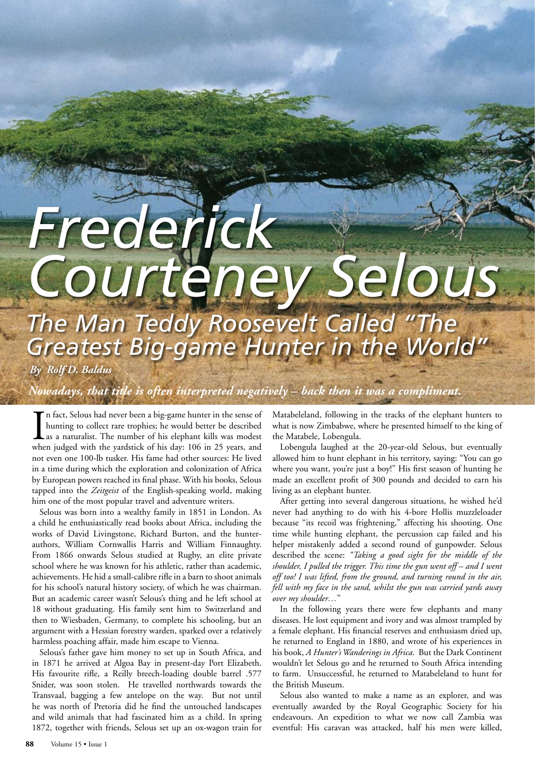# Frederick Courteney Selous

## The Man Teddy Roosevelt Called "The Greatest Big-game Hunter in the World"

*By Rolf D. Baldus*

***Nowadays, that title is often interpreted negatively – back then it was a compliment.***

In fact, Selous had never been a big-game hunter in the sense of hunting to collect rare trophies; he would better be described as a naturalist. The number of his elephant kills was modest when judged with the yardstick of his day: 106 in 25 years, and not even one 100-lb tusker. His fame had other sources: He lived in a time during which the exploration and colonization of Africa by European powers reached its final phase. With his books, Selous tapped into the *Zeitgeist* of the English-speaking world, making him one of the most popular travel and adventure writers.

Selous was born into a wealthy family in 1851 in London. As a child he enthusiastically read books about Africa, including the works of David Livingstone, Richard Burton, and the hunter-authors, William Cornwallis Harris and William Finnaughty. From 1866 onwards Selous studied at Rugby, an elite private school where he was known for his athletic, rather than academic, achievements. He hid a small-calibre rifle in a barn to shoot animals for his school's natural history society, of which he was chairman. But an academic career wasn't Selous's thing and he left school at 18 without graduating. His family sent him to Switzerland and then to Wiesbaden, Germany, to complete his schooling, but an argument with a Hessian forestry warden, sparked over a relatively harmless poaching affair, made him escape to Vienna.

Selous's father gave him money to set up in South Africa, and in 1871 he arrived at Algoa Bay in present-day Port Elizabeth. His favourite rifle, a Reilly breech-loading double barrel .577 Snider, was soon stolen. He travelled northwards towards the Transvaal, bagging a few antelope on the way. But not until he was north of Pretoria did he find the untouched landscapes and wild animals that had fascinated him as a child. In spring 1872, together with friends, Selous set up an ox-wagon train for Matabeleland, following in the tracks of the elephant hunters to what is now Zimbabwe, where he presented himself to the king of the Matabele, Lobengula.

Lobengula laughed at the 20-year-old Selous, but eventually allowed him to hunt elephant in his territory, saying: "You can go where you want, you're just a boy!" His first season of hunting he made an excellent profit of 300 pounds and decided to earn his living as an elephant hunter.

After getting into several dangerous situations, he wished he'd never had anything to do with his 4-bore Hollis muzzleloader because "its recoil was frightening," affecting his shooting. One time while hunting elephant, the percussion cap failed and his helper mistakenly added a second round of gunpowder. Selous described the scene: *"Taking a good sight for the middle of the shoulder, I pulled the trigger. This time the gun went off – and I went off too! I was lifted, from the ground, and turning round in the air, fell with my face in the sand, whilst the gun was carried yards away over my shoulder…"*

In the following years there were few elephants and many diseases. He lost equipment and ivory and was almost trampled by a female elephant. His financial reserves and enthusiasm dried up, he returned to England in 1880, and wrote of his experiences in his book, *A Hunter's Wanderings in Africa*. But the Dark Continent wouldn't let Selous go and he returned to South Africa intending to farm. Unsuccessful, he returned to Matabeleland to hunt for the British Museum.

Selous also wanted to make a name as an explorer, and was eventually awarded by the Royal Geographic Society for his endeavours. An expedition to what we now call Zambia was eventful: His caravan was attacked, half his men were killed,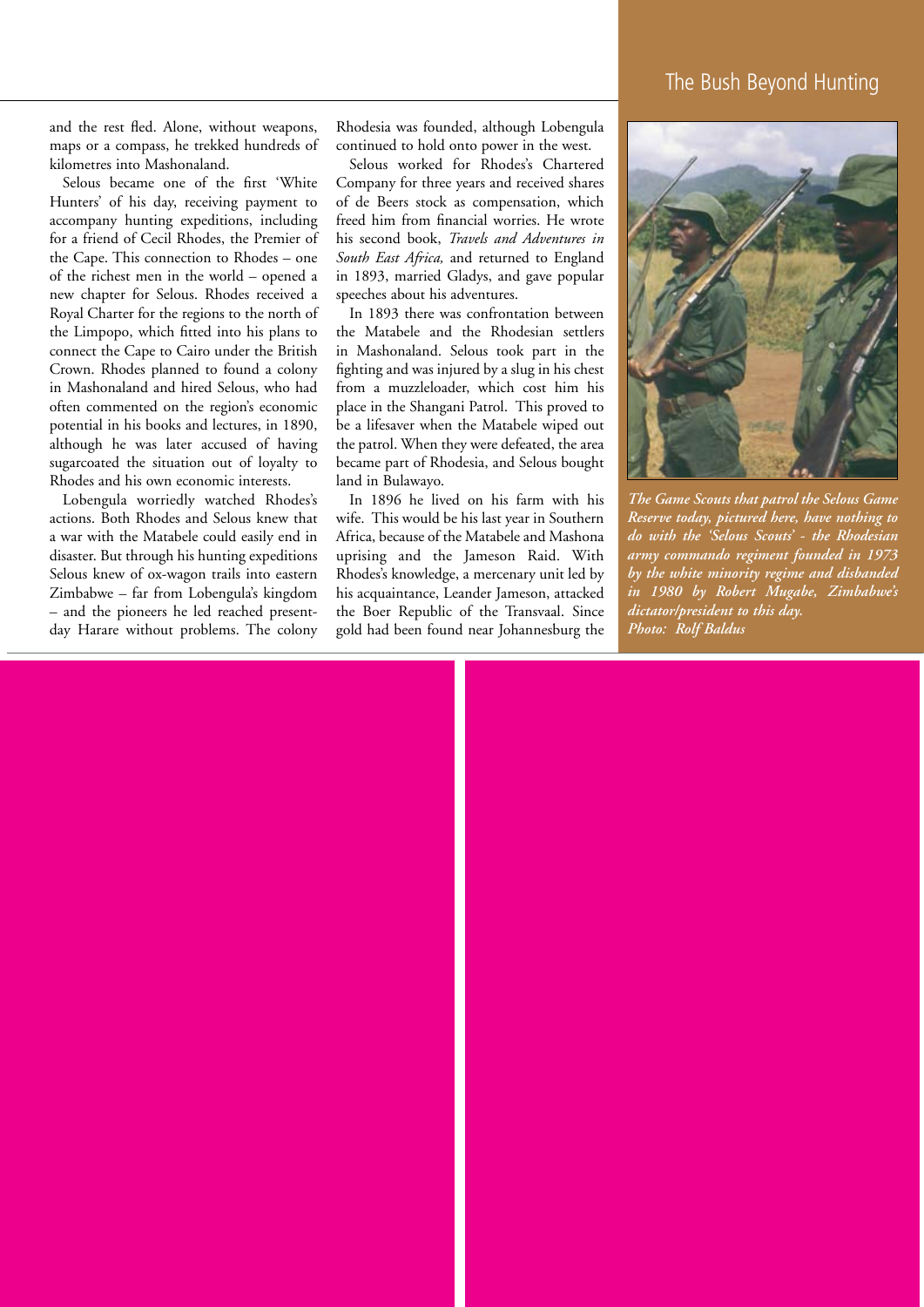and the rest fled. Alone, without weapons, maps or a compass, he trekked hundreds of kilometres into Mashonaland.

Selous became one of the first 'White Hunters' of his day, receiving payment to accompany hunting expeditions, including for a friend of Cecil Rhodes, the Premier of the Cape. This connection to Rhodes – one of the richest men in the world – opened a new chapter for Selous. Rhodes received a Royal Charter for the regions to the north of the Limpopo, which fitted into his plans to connect the Cape to Cairo under the British Crown. Rhodes planned to found a colony in Mashonaland and hired Selous, who had often commented on the region's economic potential in his books and lectures, in 1890, although he was later accused of having sugarcoated the situation out of loyalty to Rhodes and his own economic interests.

Lobengula worriedly watched Rhodes's actions. Both Rhodes and Selous knew that a war with the Matabele could easily end in disaster. But through his hunting expeditions Selous knew of ox-wagon trails into eastern Zimbabwe – far from Lobengula's kingdom – and the pioneers he led reached present-day Harare without problems. The colony Rhodesia was founded, although Lobengula continued to hold onto power in the west.

Selous worked for Rhodes's Chartered Company for three years and received shares of de Beers stock as compensation, which freed him from financial worries. He wrote his second book, *Travels and Adventures in South East Africa,* and returned to England in 1893, married Gladys, and gave popular speeches about his adventures.

In 1893 there was confrontation between the Matabele and the Rhodesian settlers in Mashonaland. Selous took part in the fighting and was injured by a slug in his chest from a muzzleloader, which cost him his place in the Shangani Patrol. This proved to be a lifesaver when the Matabele wiped out the patrol. When they were defeated, the area became part of Rhodesia, and Selous bought land in Bulawayo.

In 1896 he lived on his farm with his wife. This would be his last year in Southern Africa, because of the Matabele and Mashona uprising and the Jameson Raid. With Rhodes's knowledge, a mercenary unit led by his acquaintance, Leander Jameson, attacked the Boer Republic of the Transvaal. Since gold had been found near Johannesburg the

***The Game Scouts that patrol the Selous Game Reserve today, pictured here, have nothing to do with the 'Selous Scouts' - the Rhodesian army commando regiment founded in 1973 by the white minority regime and disbanded in 1980 by Robert Mugabe, Zimbabwe's dictator/president to this day.***
***Photo: Rolf Baldus***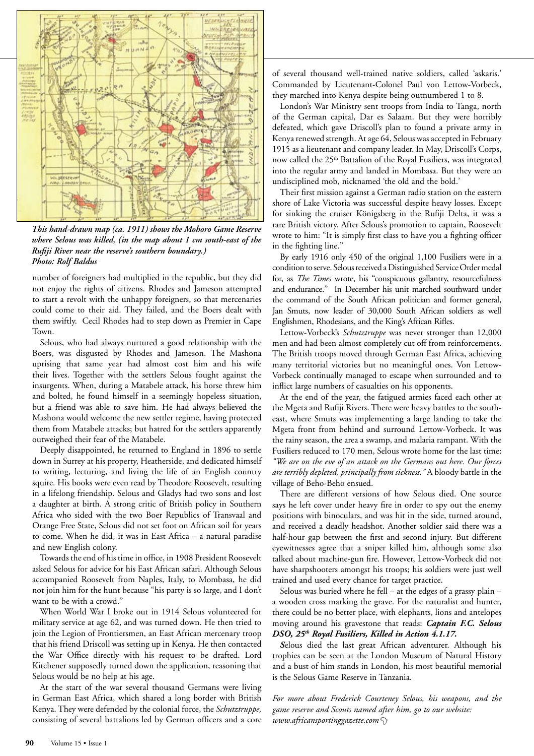*This hand-drawn map (ca. 1911) shows the Mohoro Game Reserve where Selous was killed, (in the map about 1 cm south-east of the Rufiji River near the reserve's southern boundary.)*
*Photo: Rolf Baldus*

number of foreigners had multiplied in the republic, but they did not enjoy the rights of citizens. Rhodes and Jameson attempted to start a revolt with the unhappy foreigners, so that mercenaries could come to their aid. They failed, and the Boers dealt with them swiftly. Cecil Rhodes had to step down as Premier in Cape Town.

Selous, who had always nurtured a good relationship with the Boers, was disgusted by Rhodes and Jameson. The Mashona uprising that same year had almost cost him and his wife their lives. Together with the settlers Selous fought against the insurgents. When, during a Matabele attack, his horse threw him and bolted, he found himself in a seemingly hopeless situation, but a friend was able to save him. He had always believed the Mashona would welcome the new settler regime, having protected them from Matabele attacks; but hatred for the settlers apparently outweighed their fear of the Matabele.

Deeply disappointed, he returned to England in 1896 to settle down in Surrey at his property, Heatherside, and dedicated himself to writing, lecturing, and living the life of an English country squire. His books were even read by Theodore Roosevelt, resulting in a lifelong friendship. Selous and Gladys had two sons and lost a daughter at birth. A strong critic of British policy in Southern Africa who sided with the two Boer Republics of Transvaal and Orange Free State, Selous did not set foot on African soil for years to come. When he did, it was in East Africa – a natural paradise and new English colony.

Towards the end of his time in office, in 1908 President Roosevelt asked Selous for advice for his East African safari. Although Selous accompanied Roosevelt from Naples, Italy, to Mombasa, he did not join him for the hunt because "his party is so large, and I don't want to be with a crowd."

When World War I broke out in 1914 Selous volunteered for military service at age 62, and was turned down. He then tried to join the Legion of Frontiersmen, an East African mercenary troop that his friend Driscoll was setting up in Kenya. He then contacted the War Office directly with his request to be drafted. Lord Kitchener supposedly turned down the application, reasoning that Selous would be no help at his age.

At the start of the war several thousand Germans were living in German East Africa, which shared a long border with British Kenya. They were defended by the colonial force, the *Schutztruppe,* consisting of several battalions led by German officers and a core of several thousand well-trained native soldiers, called 'askaris.' Commanded by Lieutenant-Colonel Paul von Lettow-Vorbeck, they marched into Kenya despite being outnumbered 1 to 8.

London's War Ministry sent troops from India to Tanga, north of the German capital, Dar es Salaam. But they were horribly defeated, which gave Driscoll's plan to found a private army in Kenya renewed strength. At age 64, Selous was accepted in February 1915 as a lieutenant and company leader. In May, Driscoll's Corps, now called the 25th Battalion of the Royal Fusiliers, was integrated into the regular army and landed in Mombasa. But they were an undisciplined mob, nicknamed 'the old and the bold.'

Their first mission against a German radio station on the eastern shore of Lake Victoria was successful despite heavy losses. Except for sinking the cruiser Königsberg in the Rufiji Delta, it was a rare British victory. After Selous's promotion to captain, Roosevelt wrote to him: "It is simply first class to have you a fighting officer in the fighting line."

By early 1916 only 450 of the original 1,100 Fusiliers were in a condition to serve. Selous received a Distinguished Service Order medal for, as *The Times* wrote, his "conspicuous gallantry, resourcefulness and endurance." In December his unit marched southward under the command of the South African politician and former general, Jan Smuts, now leader of 30,000 South African soldiers as well Englishmen, Rhodesians, and the King's African Rifles.

Lettow-Vorbeck's *Schutztruppe* was never stronger than 12,000 men and had been almost completely cut off from reinforcements. The British troops moved through German East Africa, achieving many territorial victories but no meaningful ones. Von Lettow-Vorbeck continually managed to escape when surrounded and to inflict large numbers of casualties on his opponents.

At the end of the year, the fatigued armies faced each other at the Mgeta and Rufiji Rivers. There were heavy battles to the south-east, where Smuts was implementing a large landing to take the Mgeta front from behind and surround Lettow-Vorbeck. It was the rainy season, the area a swamp, and malaria rampant. With the Fusiliers reduced to 170 men, Selous wrote home for the last time: *"We are on the eve of an attack on the Germans out here. Our forces are terribly depleted, principally from sickness."* A bloody battle in the village of Beho-Beho ensued.

There are different versions of how Selous died. One source says he left cover under heavy fire in order to spy out the enemy positions with binoculars, and was hit in the side, turned around, and received a deadly headshot. Another soldier said there was a half-hour gap between the first and second injury. But different eyewitnesses agree that a sniper killed him, although some also talked about machine-gun fire. However, Lettow-Vorbeck did not have sharpshooters amongst his troops; his soldiers were just well trained and used every chance for target practice.

Selous was buried where he fell – at the edges of a grassy plain – a wooden cross marking the grave. For the naturalist and hunter, there could be no better place, with elephants, lions and antelopes moving around his gravestone that reads: ***Captain F.C. Selous DSO, 25th Royal Fusiliers, Killed in Action 4.1.17.***

**S**elous died the last great African adventurer. Although his trophies can be seen at the London Museum of Natural History and a bust of him stands in London, his most beautiful memorial is the Selous Game Reserve in Tanzania.

*For more about Frederick Courteney Selous, his weapons, and the game reserve and Scouts named after him, go to our website: www.africansportinggazette.com*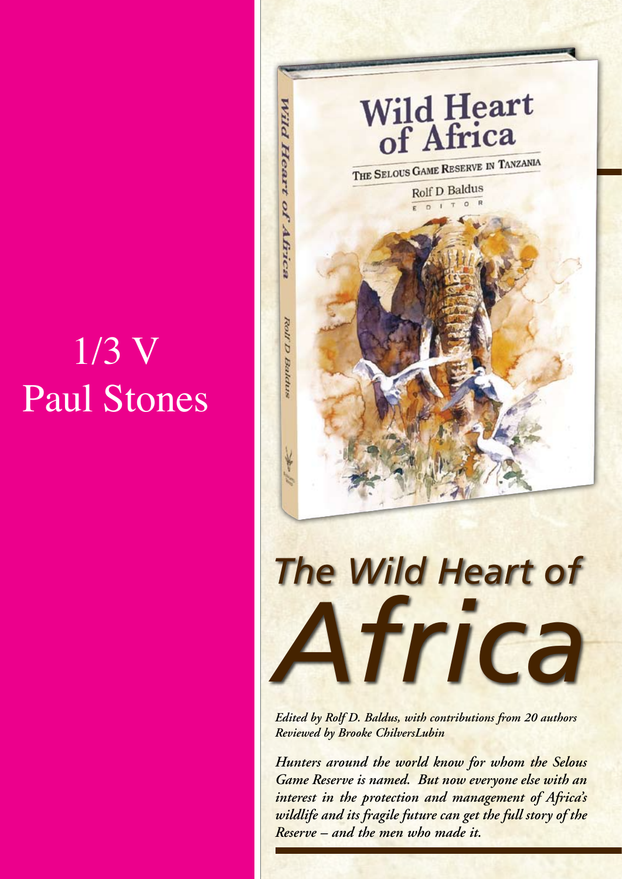1/3 V
Paul Stones

# *The Wild Heart of Africa*

***Edited by Rolf D. Baldus, with contributions from 20 authors***
***Reviewed by Brooke ChilversLubin***

***Hunters around the world know for whom the Selous Game Reserve is named. But now everyone else with an interest in the protection and management of Africa's wildlife and its fragile future can get the full story of the Reserve – and the men who made it.***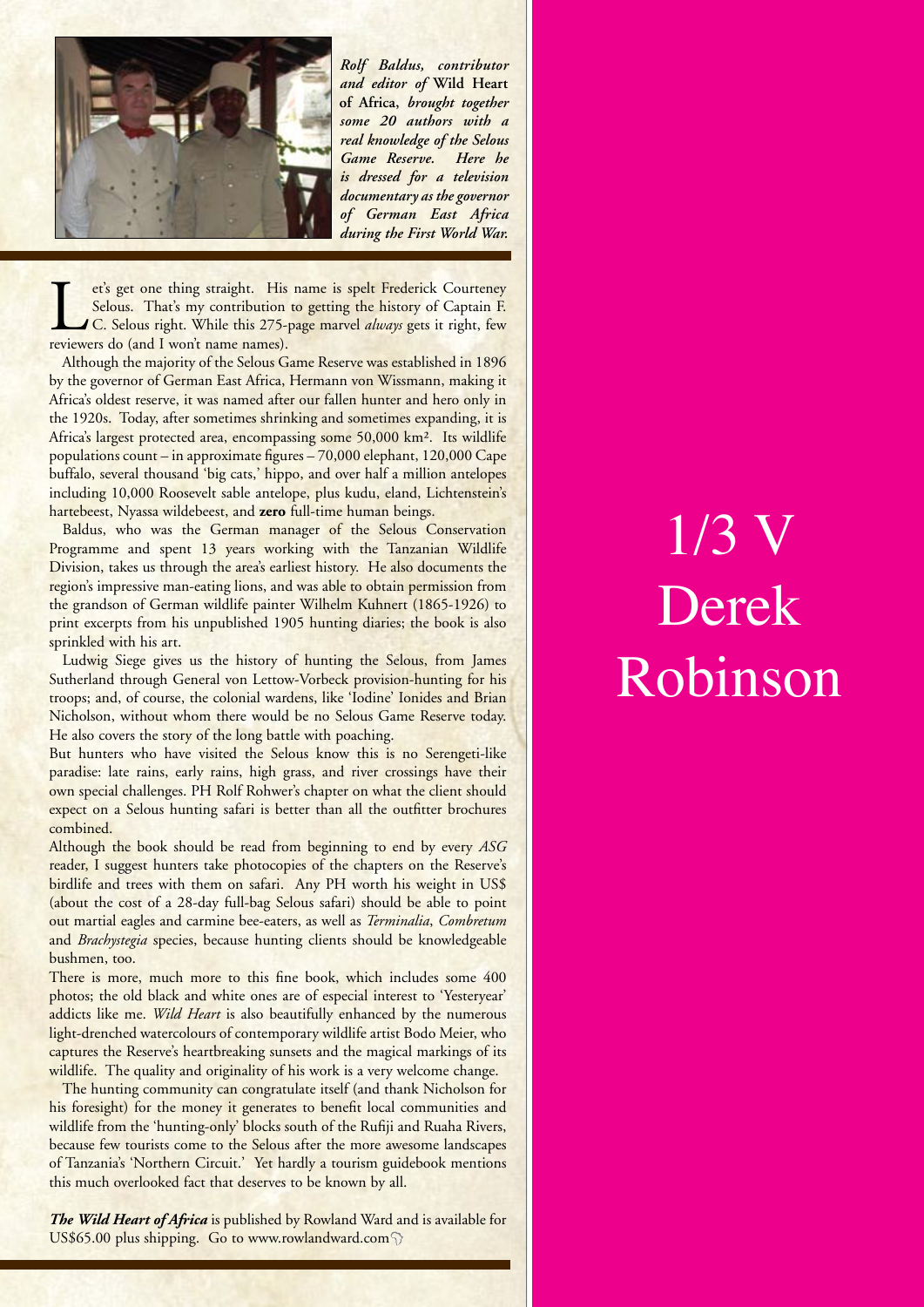*Rolf Baldus, contributor and editor of* **Wild Heart of Africa,** *brought together some 20 authors with a real knowledge of the Selous Game Reserve. Here he is dressed for a television documentary as the governor of German East Africa during the First World War.*

Let's get one thing straight. His name is spelt Frederick Courteney Selous. That's my contribution to getting the history of Captain F. C. Selous right. While this 275-page marvel *always* gets it right, few reviewers do (and I won't name names).

Although the majority of the Selous Game Reserve was established in 1896 by the governor of German East Africa, Hermann von Wissmann, making it Africa's oldest reserve, it was named after our fallen hunter and hero only in the 1920s. Today, after sometimes shrinking and sometimes expanding, it is Africa's largest protected area, encompassing some 50,000 km². Its wildlife populations count – in approximate figures – 70,000 elephant, 120,000 Cape buffalo, several thousand 'big cats,' hippo, and over half a million antelopes including 10,000 Roosevelt sable antelope, plus kudu, eland, Lichtenstein's hartebeest, Nyassa wildebeest, and **zero** full-time human beings.

Baldus, who was the German manager of the Selous Conservation Programme and spent 13 years working with the Tanzanian Wildlife Division, takes us through the area's earliest history. He also documents the region's impressive man-eating lions, and was able to obtain permission from the grandson of German wildlife painter Wilhelm Kuhnert (1865-1926) to print excerpts from his unpublished 1905 hunting diaries; the book is also sprinkled with his art.

Ludwig Siege gives us the history of hunting the Selous, from James Sutherland through General von Lettow-Vorbeck provision-hunting for his troops; and, of course, the colonial wardens, like 'Iodine' Ionides and Brian Nicholson, without whom there would be no Selous Game Reserve today. He also covers the story of the long battle with poaching.

But hunters who have visited the Selous know this is no Serengeti-like paradise: late rains, early rains, high grass, and river crossings have their own special challenges. PH Rolf Rohwer's chapter on what the client should expect on a Selous hunting safari is better than all the outfitter brochures combined.

Although the book should be read from beginning to end by every *ASG* reader, I suggest hunters take photocopies of the chapters on the Reserve's birdlife and trees with them on safari. Any PH worth his weight in US$ (about the cost of a 28-day full-bag Selous safari) should be able to point out martial eagles and carmine bee-eaters, as well as *Terminalia*, *Combretum* and *Brachystegia* species, because hunting clients should be knowledgeable bushmen, too.

There is more, much more to this fine book, which includes some 400 photos; the old black and white ones are of especial interest to 'Yesteryear' addicts like me. *Wild Heart* is also beautifully enhanced by the numerous light-drenched watercolours of contemporary wildlife artist Bodo Meier, who captures the Reserve's heartbreaking sunsets and the magical markings of its wildlife. The quality and originality of his work is a very welcome change.

The hunting community can congratulate itself (and thank Nicholson for his foresight) for the money it generates to benefit local communities and wildlife from the 'hunting-only' blocks south of the Rufiji and Ruaha Rivers, because few tourists come to the Selous after the more awesome landscapes of Tanzania's 'Northern Circuit.' Yet hardly a tourism guidebook mentions this much overlooked fact that deserves to be known by all.

***The Wild Heart of Africa*** is published by Rowland Ward and is available for US$65.00 plus shipping. Go to www.rowlandward.com

1/3 V Derek Robinson